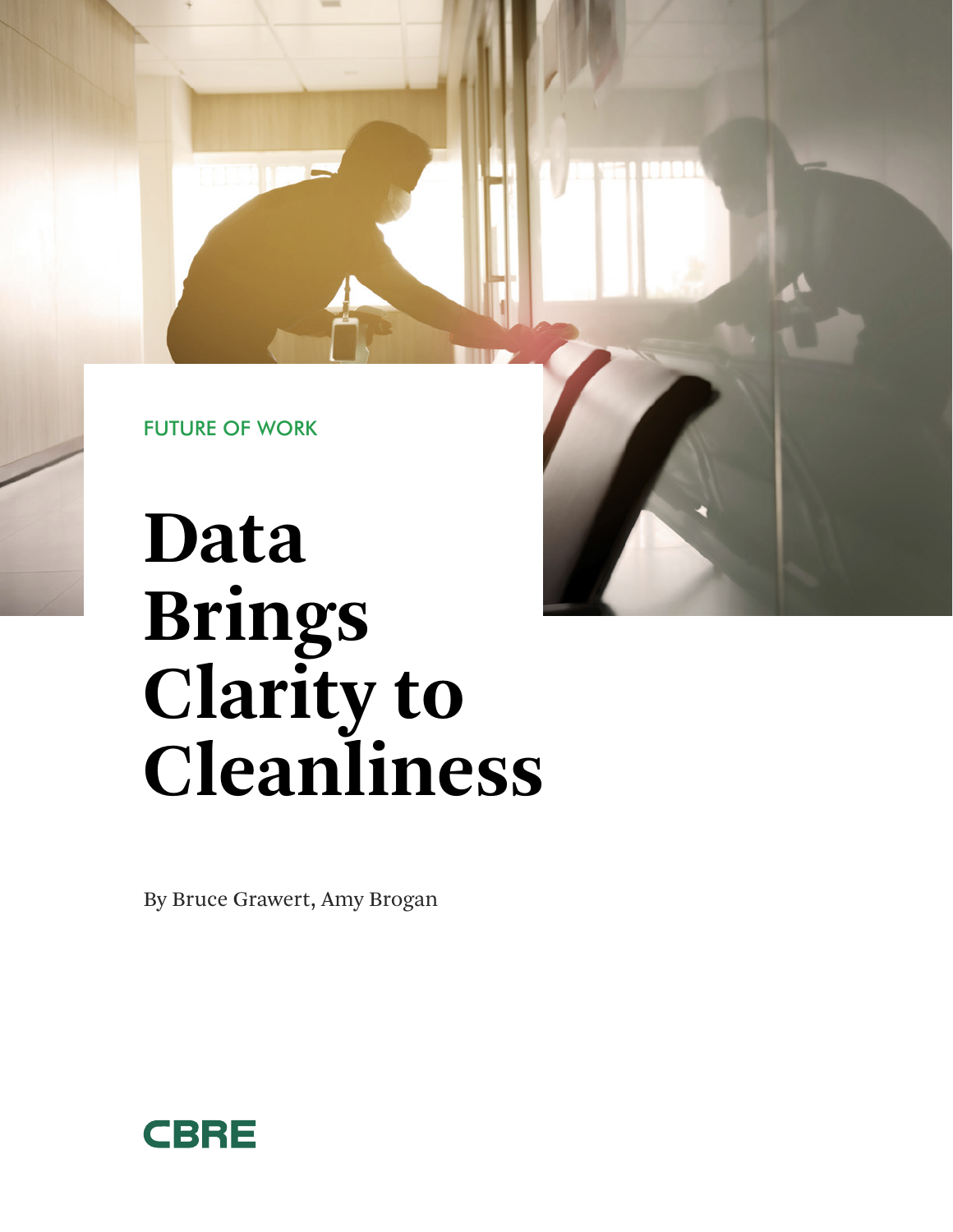FUTURE OF WORK

# Data Brings Clarity to Cleanliness

By Bruce Grawert, Amy Brogan

CBRE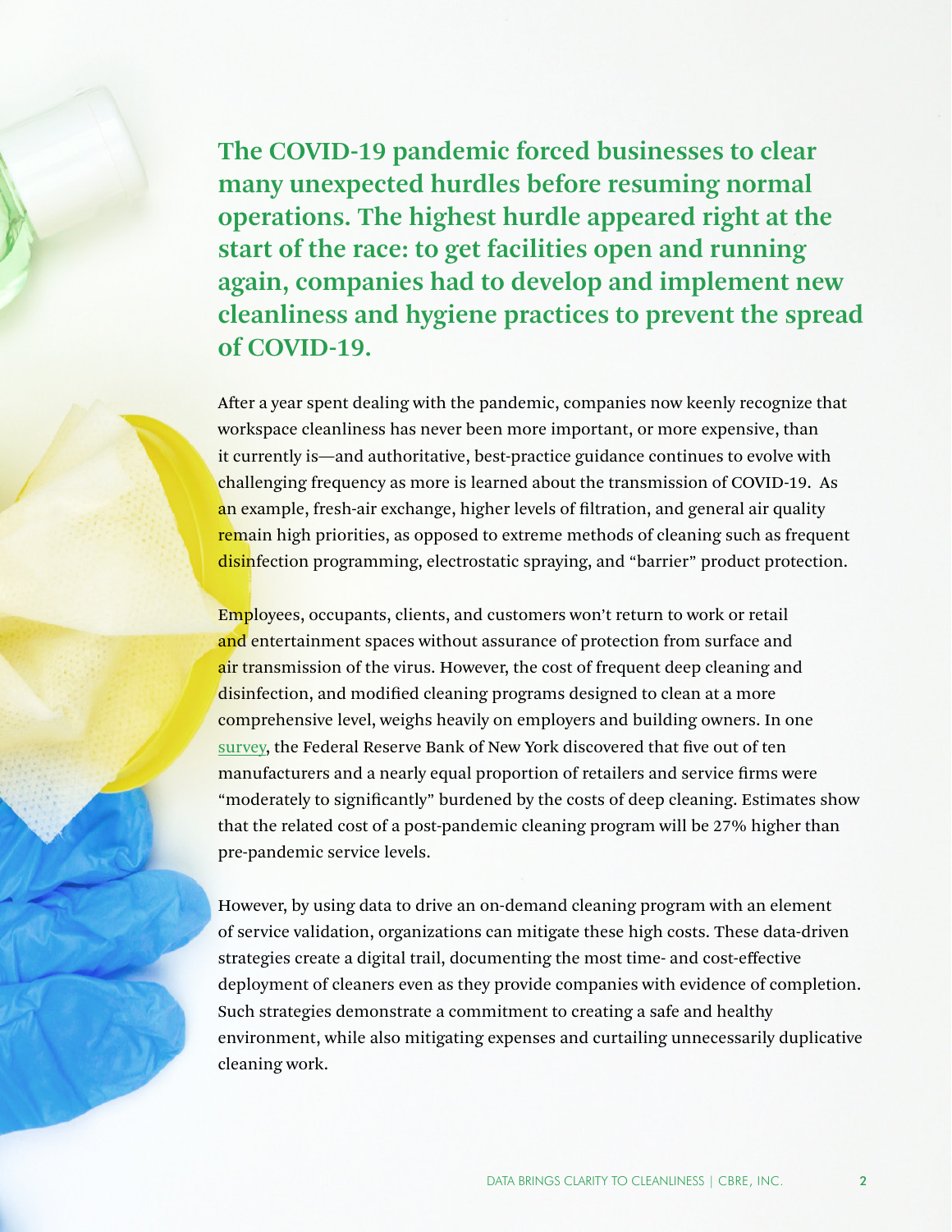**The COVID-19 pandemic forced businesses to clear many unexpected hurdles before resuming normal operations. The highest hurdle appeared right at the start of the race: to get facilities open and running again, companies had to develop and implement new cleanliness and hygiene practices to prevent the spread of COVID-19.**

After a year spent dealing with the pandemic, companies now keenly recognize that workspace cleanliness has never been more important, or more expensive, than it currently is—and authoritative, best-practice guidance continues to evolve with challenging frequency as more is learned about the transmission of COVID-19. As an example, fresh-air exchange, higher levels of filtration, and general air quality remain high priorities, as opposed to extreme methods of cleaning such as frequent disinfection programming, electrostatic spraying, and "barrier" product protection.

Employees, occupants, clients, and customers won't return to work or retail and entertainment spaces without assurance of protection from surface and air transmission of the virus. However, the cost of frequent deep cleaning and disinfection, and modified cleaning programs designed to clean at a more comprehensive level, weighs heavily on employers and building owners. In one survey, the Federal Reserve Bank of New York discovered that five out of ten manufacturers and a nearly equal proportion of retailers and service firms were "moderately to significantly" burdened by the costs of deep cleaning. Estimates show that the related cost of a post-pandemic cleaning program will be 27% higher than pre-pandemic service levels.

However, by using data to drive an on-demand cleaning program with an element of service validation, organizations can mitigate these high costs. These data-driven strategies create a digital trail, documenting the most time- and cost-effective deployment of cleaners even as they provide companies with evidence of completion. Such strategies demonstrate a commitment to creating a safe and healthy environment, while also mitigating expenses and curtailing unnecessarily duplicative cleaning work.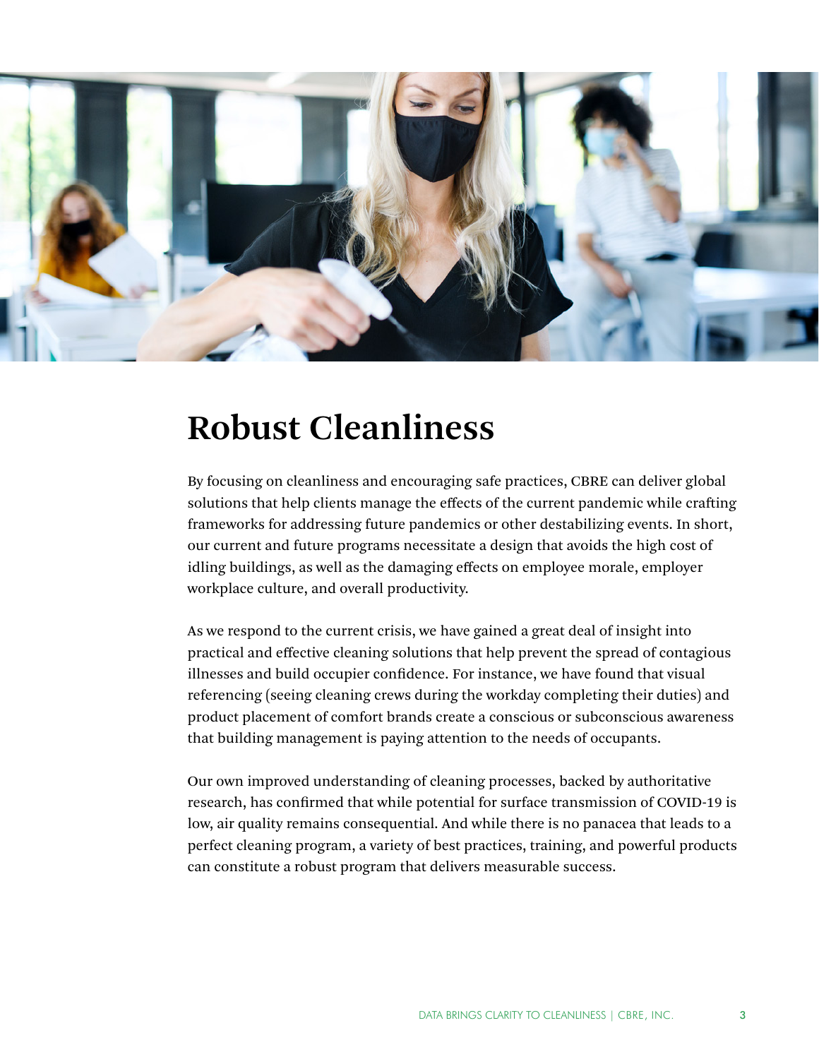# Robust Cleanliness

By focusing on cleanliness and encouraging safe practices, CBRE can deliver global solutions that help clients manage the effects of the current pandemic while crafting frameworks for addressing future pandemics or other destabilizing events. In short, our current and future programs necessitate a design that avoids the high cost of idling buildings, as well as the damaging effects on employee morale, employer workplace culture, and overall productivity.

As we respond to the current crisis, we have gained a great deal of insight into practical and effective cleaning solutions that help prevent the spread of contagious illnesses and build occupier confidence. For instance, we have found that visual referencing (seeing cleaning crews during the workday completing their duties) and product placement of comfort brands create a conscious or subconscious awareness that building management is paying attention to the needs of occupants.

Our own improved understanding of cleaning processes, backed by authoritative research, has confirmed that while potential for surface transmission of COVID-19 is low, air quality remains consequential. And while there is no panacea that leads to a perfect cleaning program, a variety of best practices, training, and powerful products can constitute a robust program that delivers measurable success.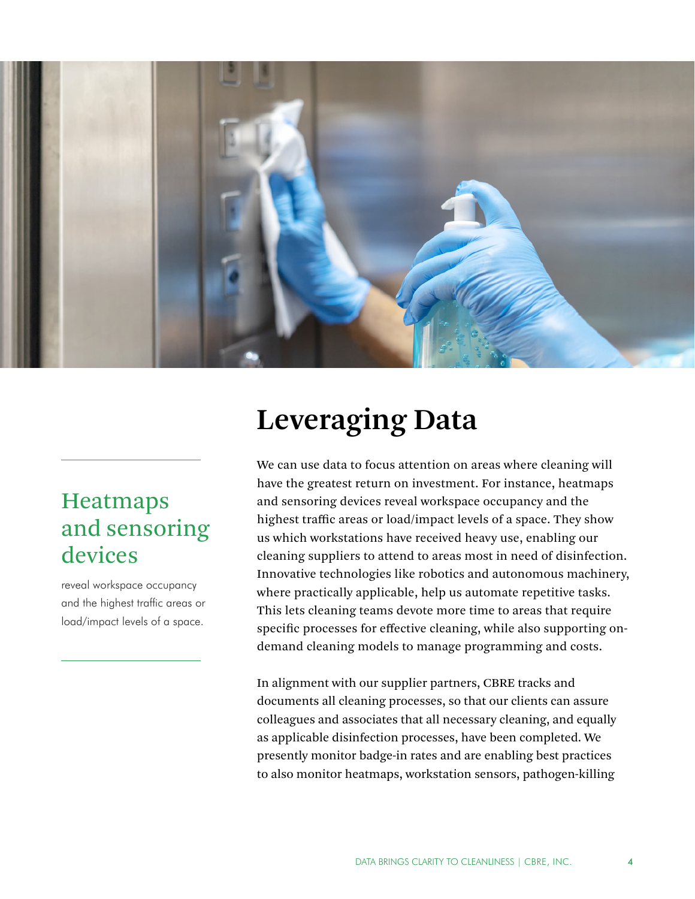# Leveraging Data

> **Heatmaps and sensoring devices**
>
> reveal workspace occupancy and the highest traffic areas or load/impact levels of a space.

We can use data to focus attention on areas where cleaning will have the greatest return on investment. For instance, heatmaps and sensoring devices reveal workspace occupancy and the highest traffic areas or load/impact levels of a space. They show us which workstations have received heavy use, enabling our cleaning suppliers to attend to areas most in need of disinfection. Innovative technologies like robotics and autonomous machinery, where practically applicable, help us automate repetitive tasks. This lets cleaning teams devote more time to areas that require specific processes for effective cleaning, while also supporting on-demand cleaning models to manage programming and costs.

In alignment with our supplier partners, CBRE tracks and documents all cleaning processes, so that our clients can assure colleagues and associates that all necessary cleaning, and equally as applicable disinfection processes, have been completed. We presently monitor badge-in rates and are enabling best practices to also monitor heatmaps, workstation sensors, pathogen-killing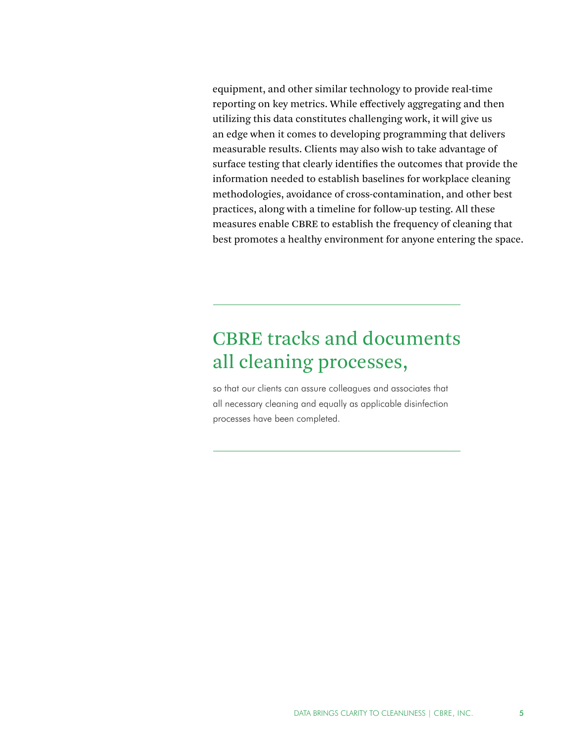equipment, and other similar technology to provide real-time reporting on key metrics. While effectively aggregating and then utilizing this data constitutes challenging work, it will give us an edge when it comes to developing programming that delivers measurable results. Clients may also wish to take advantage of surface testing that clearly identifies the outcomes that provide the information needed to establish baselines for workplace cleaning methodologies, avoidance of cross-contamination, and other best practices, along with a timeline for follow-up testing. All these measures enable CBRE to establish the frequency of cleaning that best promotes a healthy environment for anyone entering the space.

---

## CBRE tracks and documents all cleaning processes,

so that our clients can assure colleagues and associates that all necessary cleaning and equally as applicable disinfection processes have been completed.

---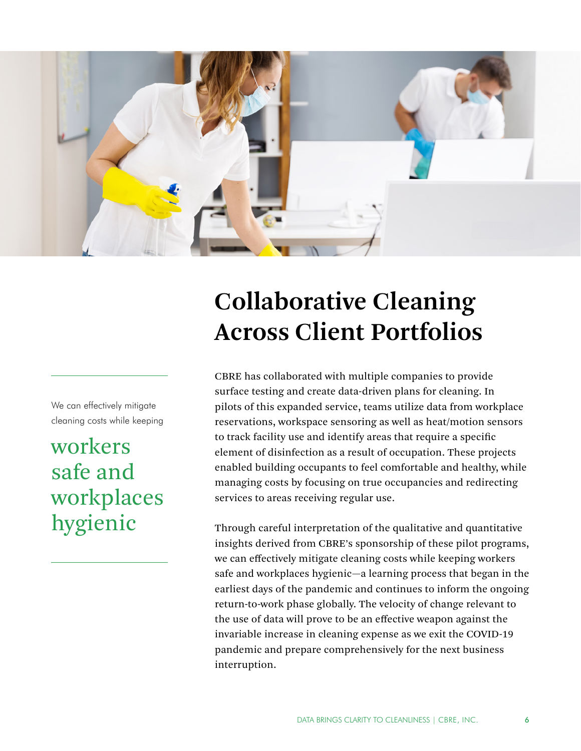# Collaborative Cleaning Across Client Portfolios

We can effectively mitigate cleaning costs while keeping **workers safe and workplaces hygienic**

CBRE has collaborated with multiple companies to provide surface testing and create data-driven plans for cleaning. In pilots of this expanded service, teams utilize data from workplace reservations, workspace sensoring as well as heat/motion sensors to track facility use and identify areas that require a specific element of disinfection as a result of occupation. These projects enabled building occupants to feel comfortable and healthy, while managing costs by focusing on true occupancies and redirecting services to areas receiving regular use.

Through careful interpretation of the qualitative and quantitative insights derived from CBRE's sponsorship of these pilot programs, we can effectively mitigate cleaning costs while keeping workers safe and workplaces hygienic—a learning process that began in the earliest days of the pandemic and continues to inform the ongoing return-to-work phase globally. The velocity of change relevant to the use of data will prove to be an effective weapon against the invariable increase in cleaning expense as we exit the COVID-19 pandemic and prepare comprehensively for the next business interruption.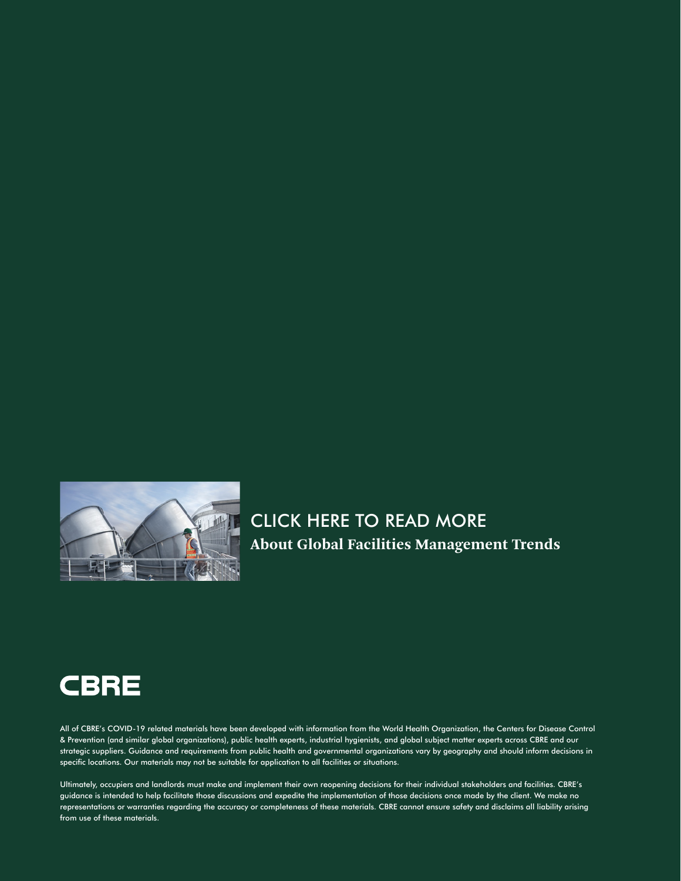CLICK HERE TO READ MORE

**About Global Facilities Management Trends**

CBRE

All of CBRE's COVID-19 related materials have been developed with information from the World Health Organization, the Centers for Disease Control & Prevention (and similar global organizations), public health experts, industrial hygienists, and global subject matter experts across CBRE and our strategic suppliers. Guidance and requirements from public health and governmental organizations vary by geography and should inform decisions in specific locations. Our materials may not be suitable for application to all facilities or situations.

Ultimately, occupiers and landlords must make and implement their own reopening decisions for their individual stakeholders and facilities. CBRE's guidance is intended to help facilitate those discussions and expedite the implementation of those decisions once made by the client. We make no representations or warranties regarding the accuracy or completeness of these materials. CBRE cannot ensure safety and disclaims all liability arising from use of these materials.